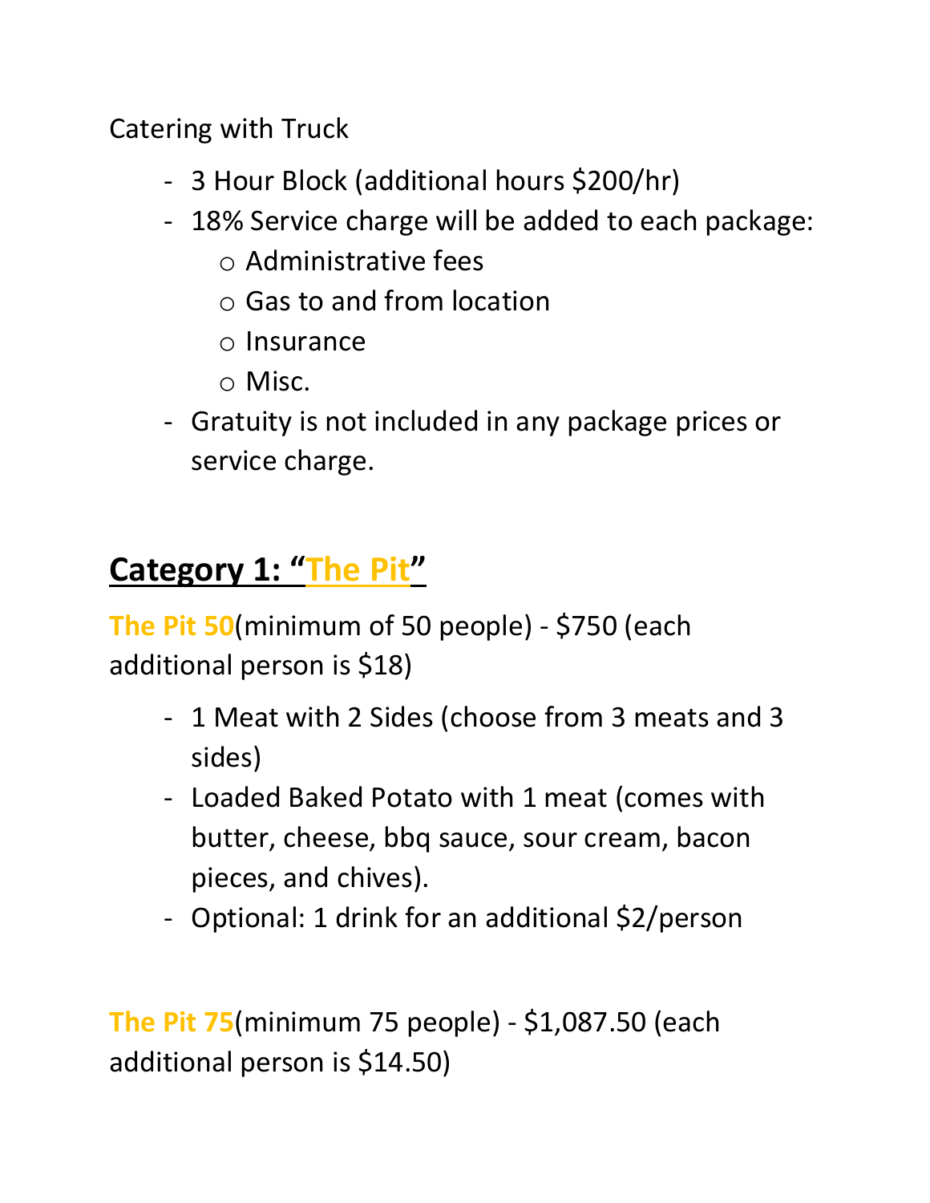Catering with Truck

- 3 Hour Block (additional hours $200/hr)
- 18% Service charge will be added to each package:
  - Administrative fees
  - Gas to and from location
  - Insurance
  - Misc.
- Gratuity is not included in any package prices or service charge.

## Category 1: "The Pit"

**The Pit 50**(minimum of 50 people) - $750 (each additional person is $18)

- 1 Meat with 2 Sides (choose from 3 meats and 3 sides)
- Loaded Baked Potato with 1 meat (comes with butter, cheese, bbq sauce, sour cream, bacon pieces, and chives).
- Optional: 1 drink for an additional $2/person

**The Pit 75**(minimum 75 people) - $1,087.50 (each additional person is $14.50)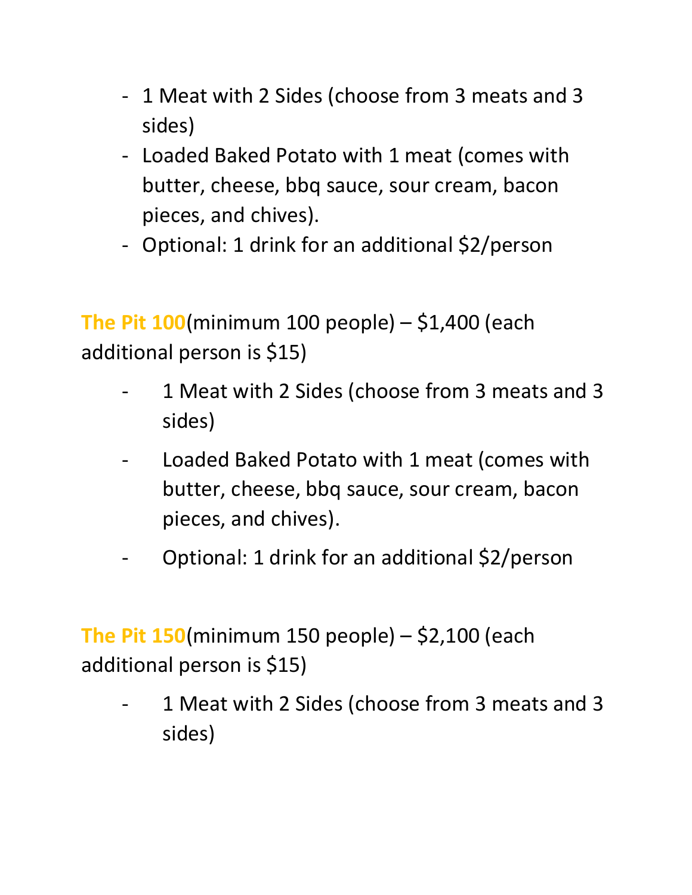- 1 Meat with 2 Sides (choose from 3 meats and 3 sides)
- Loaded Baked Potato with 1 meat (comes with butter, cheese, bbq sauce, sour cream, bacon pieces, and chives).
- Optional: 1 drink for an additional $2/person

**The Pit 100**(minimum 100 people) – $1,400 (each additional person is $15)

- 1 Meat with 2 Sides (choose from 3 meats and 3 sides)
- Loaded Baked Potato with 1 meat (comes with butter, cheese, bbq sauce, sour cream, bacon pieces, and chives).
- Optional: 1 drink for an additional $2/person

**The Pit 150**(minimum 150 people) – $2,100 (each additional person is $15)

- 1 Meat with 2 Sides (choose from 3 meats and 3 sides)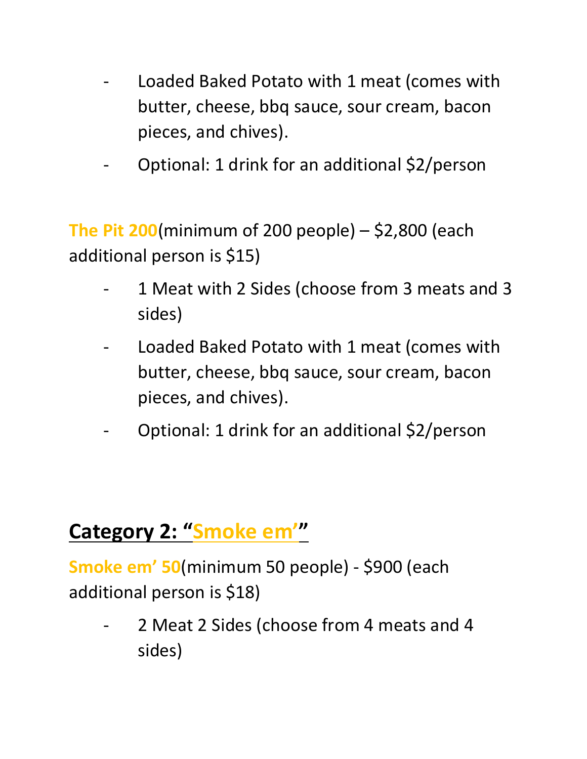- Loaded Baked Potato with 1 meat (comes with butter, cheese, bbq sauce, sour cream, bacon pieces, and chives).
- Optional: 1 drink for an additional $2/person

**The Pit 200**(minimum of 200 people) – $2,800 (each additional person is $15)

- 1 Meat with 2 Sides (choose from 3 meats and 3 sides)
- Loaded Baked Potato with 1 meat (comes with butter, cheese, bbq sauce, sour cream, bacon pieces, and chives).
- Optional: 1 drink for an additional $2/person

## Category 2: "Smoke em'"

**Smoke em' 50**(minimum 50 people) - $900 (each additional person is $18)

- 2 Meat 2 Sides (choose from 4 meats and 4 sides)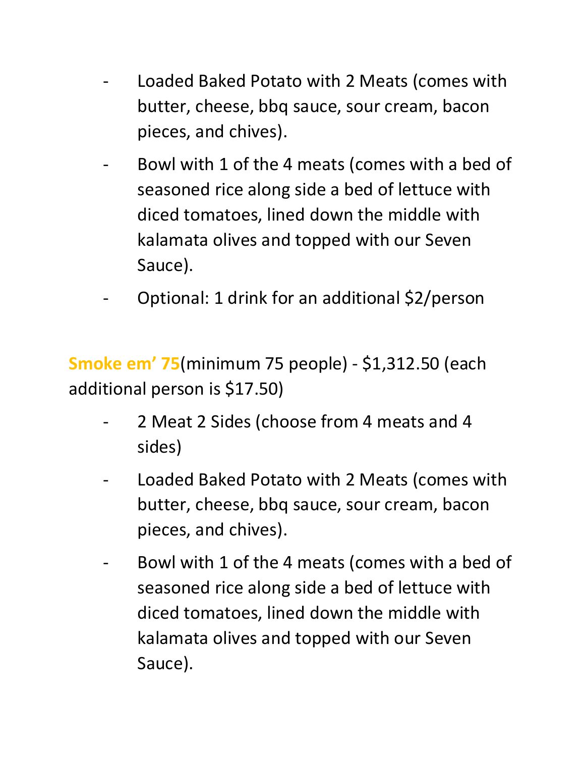- Loaded Baked Potato with 2 Meats (comes with butter, cheese, bbq sauce, sour cream, bacon pieces, and chives).
- Bowl with 1 of the 4 meats (comes with a bed of seasoned rice along side a bed of lettuce with diced tomatoes, lined down the middle with kalamata olives and topped with our Seven Sauce).
- Optional: 1 drink for an additional $2/person

**Smoke em' 75**(minimum 75 people) - $1,312.50 (each additional person is $17.50)

- 2 Meat 2 Sides (choose from 4 meats and 4 sides)
- Loaded Baked Potato with 2 Meats (comes with butter, cheese, bbq sauce, sour cream, bacon pieces, and chives).
- Bowl with 1 of the 4 meats (comes with a bed of seasoned rice along side a bed of lettuce with diced tomatoes, lined down the middle with kalamata olives and topped with our Seven Sauce).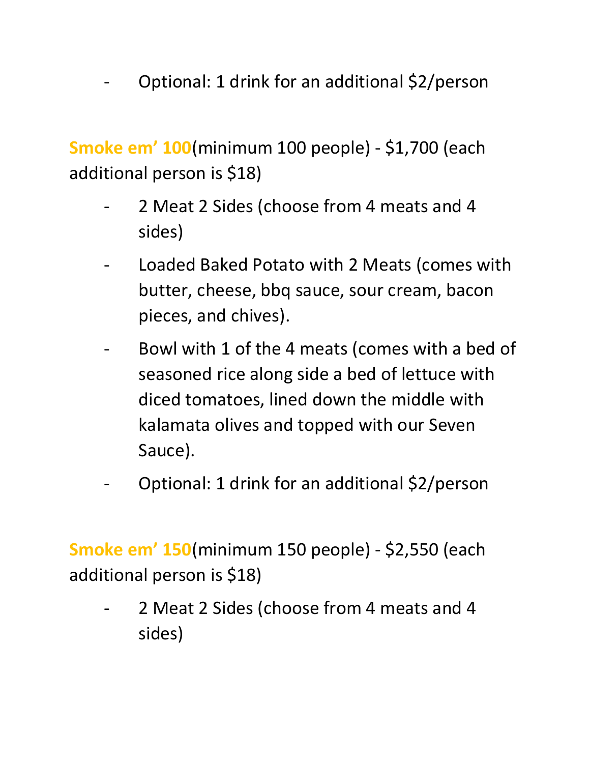- Optional: 1 drink for an additional $2/person

**Smoke em' 100**(minimum 100 people) - $1,700 (each additional person is $18)

- 2 Meat 2 Sides (choose from 4 meats and 4 sides)
- Loaded Baked Potato with 2 Meats (comes with butter, cheese, bbq sauce, sour cream, bacon pieces, and chives).
- Bowl with 1 of the 4 meats (comes with a bed of seasoned rice along side a bed of lettuce with diced tomatoes, lined down the middle with kalamata olives and topped with our Seven Sauce).
- Optional: 1 drink for an additional $2/person

**Smoke em' 150**(minimum 150 people) - $2,550 (each additional person is $18)

- 2 Meat 2 Sides (choose from 4 meats and 4 sides)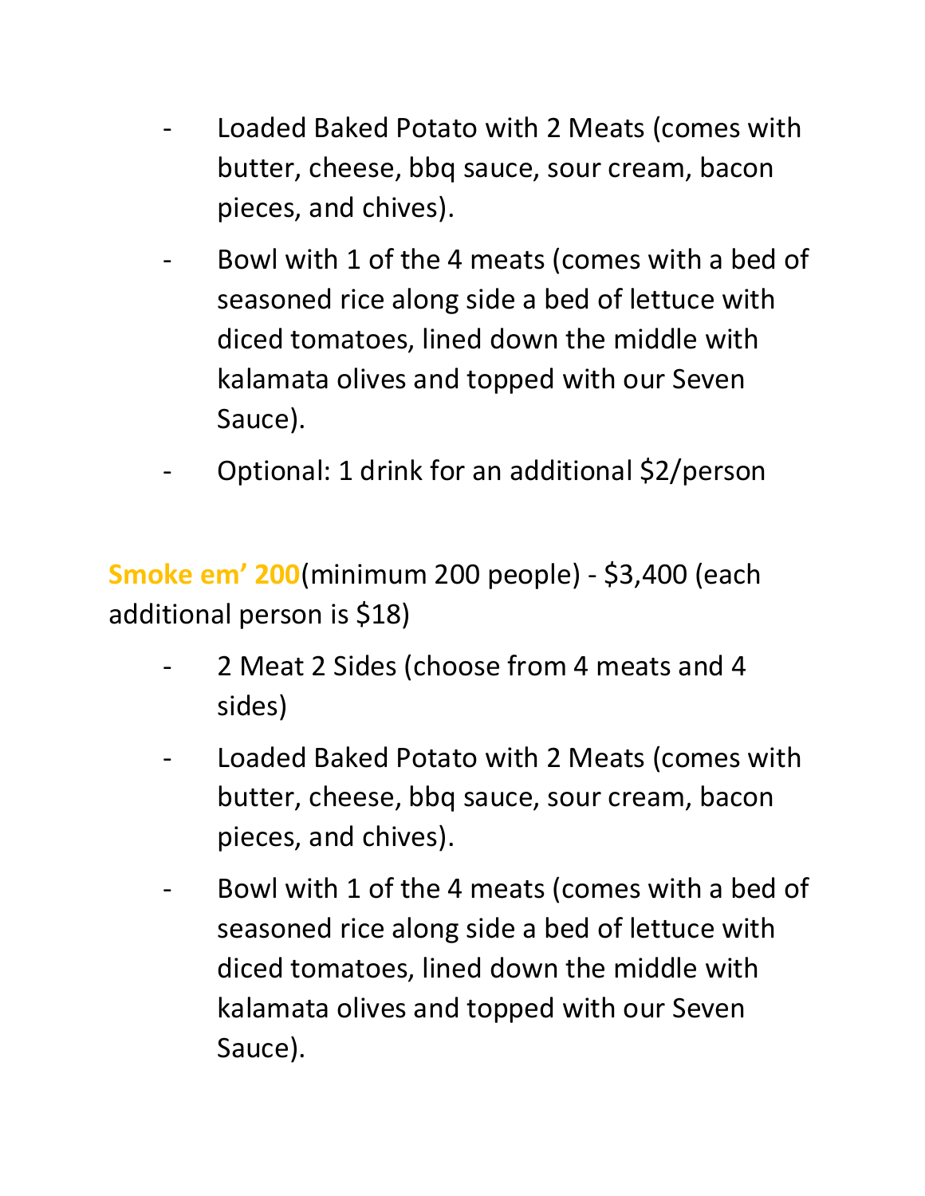- Loaded Baked Potato with 2 Meats (comes with butter, cheese, bbq sauce, sour cream, bacon pieces, and chives).
- Bowl with 1 of the 4 meats (comes with a bed of seasoned rice along side a bed of lettuce with diced tomatoes, lined down the middle with kalamata olives and topped with our Seven Sauce).
- Optional: 1 drink for an additional $2/person

**Smoke em' 200**(minimum 200 people) - $3,400 (each additional person is $18)

- 2 Meat 2 Sides (choose from 4 meats and 4 sides)
- Loaded Baked Potato with 2 Meats (comes with butter, cheese, bbq sauce, sour cream, bacon pieces, and chives).
- Bowl with 1 of the 4 meats (comes with a bed of seasoned rice along side a bed of lettuce with diced tomatoes, lined down the middle with kalamata olives and topped with our Seven Sauce).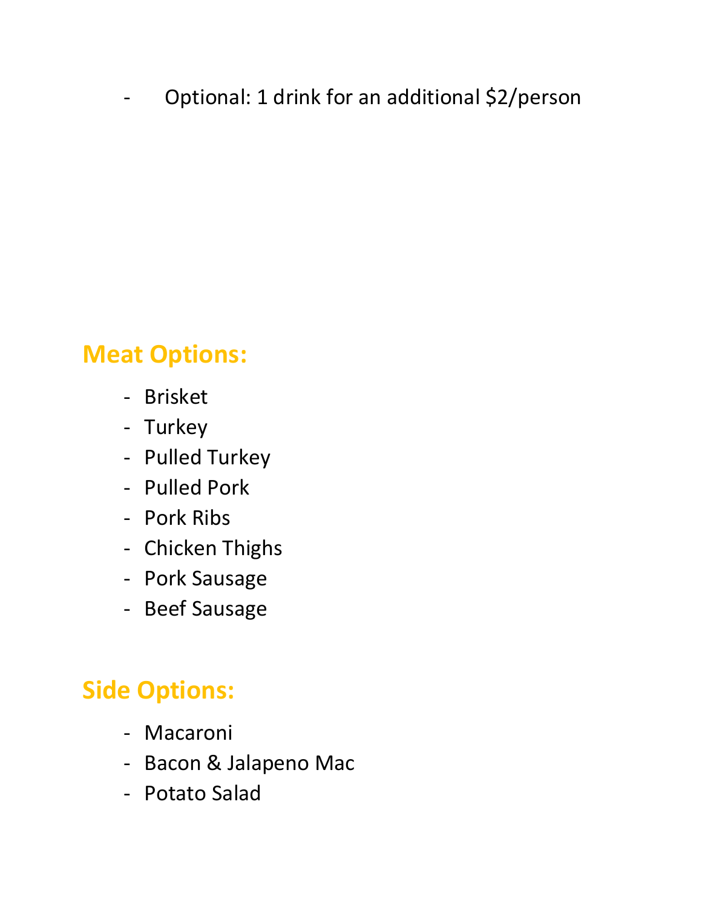- Optional: 1 drink for an additional $2/person

## Meat Options:

- Brisket
- Turkey
- Pulled Turkey
- Pulled Pork
- Pork Ribs
- Chicken Thighs
- Pork Sausage
- Beef Sausage

## Side Options:

- Macaroni
- Bacon & Jalapeno Mac
- Potato Salad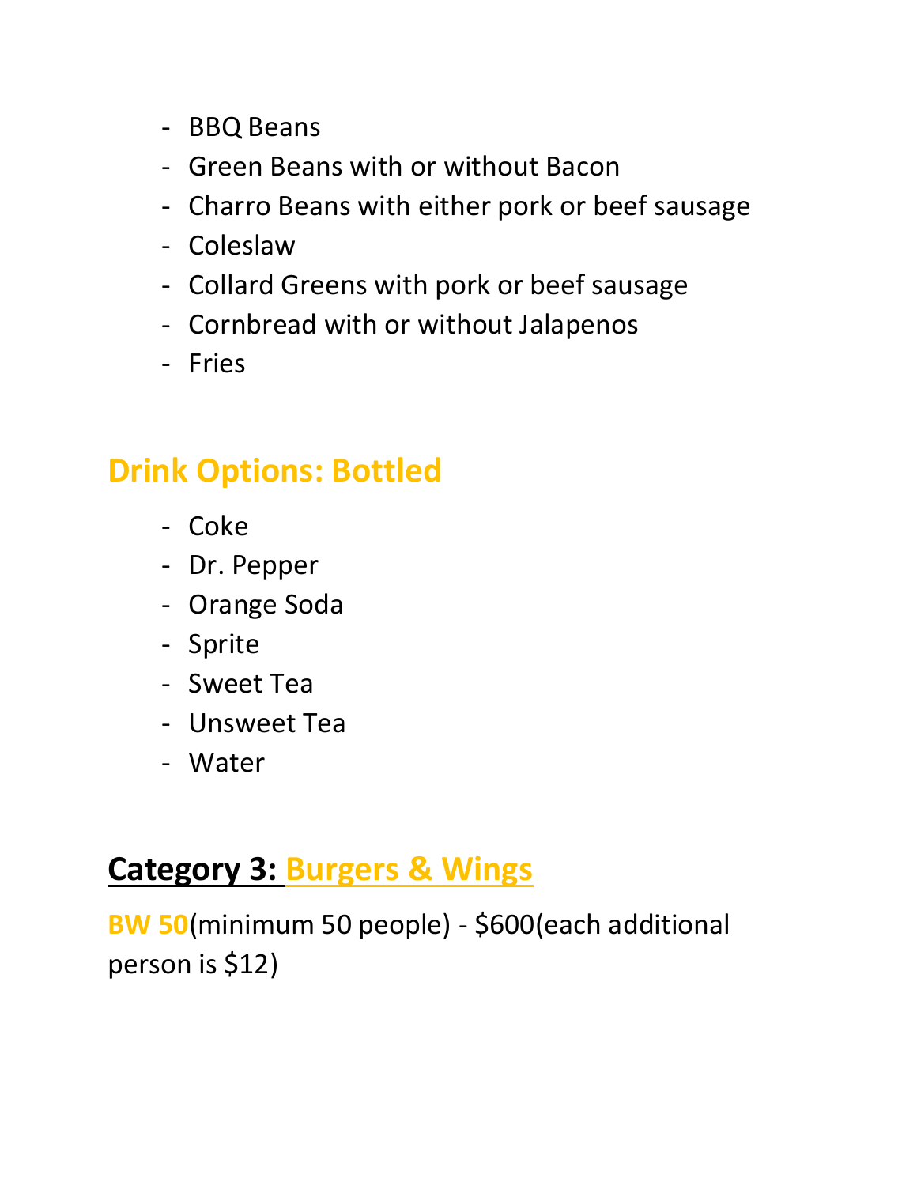- BBQ Beans
- Green Beans with or without Bacon
- Charro Beans with either pork or beef sausage
- Coleslaw
- Collard Greens with pork or beef sausage
- Cornbread with or without Jalapenos
- Fries

## Drink Options: Bottled

- Coke
- Dr. Pepper
- Orange Soda
- Sprite
- Sweet Tea
- Unsweet Tea
- Water

## Category 3: Burgers & Wings

**BW 50**(minimum 50 people) - $600(each additional person is $12)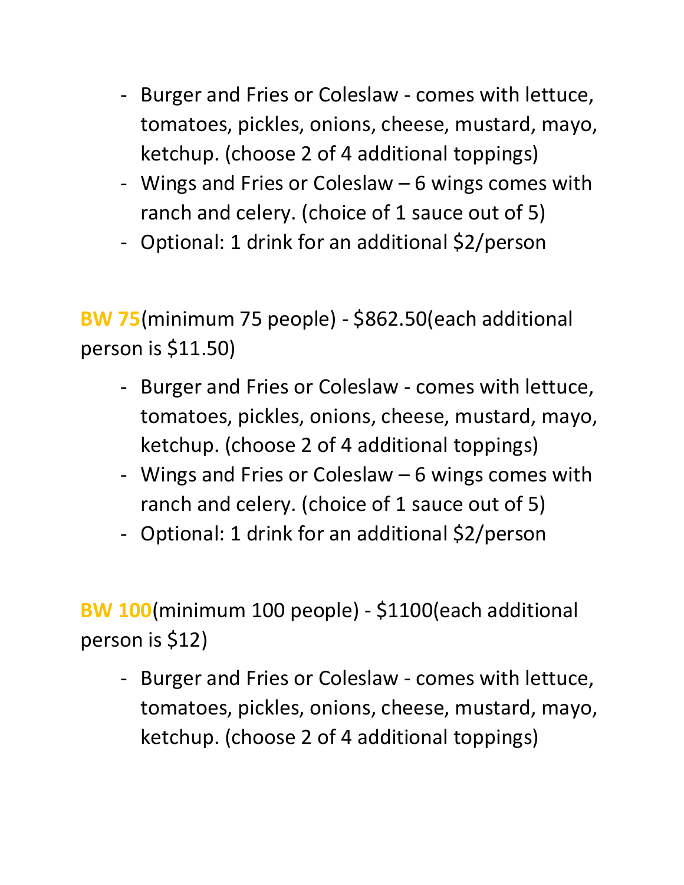- Burger and Fries or Coleslaw - comes with lettuce, tomatoes, pickles, onions, cheese, mustard, mayo, ketchup. (choose 2 of 4 additional toppings)
- Wings and Fries or Coleslaw – 6 wings comes with ranch and celery. (choice of 1 sauce out of 5)
- Optional: 1 drink for an additional $2/person

**BW 75**(minimum 75 people) - $862.50(each additional person is $11.50)

- Burger and Fries or Coleslaw - comes with lettuce, tomatoes, pickles, onions, cheese, mustard, mayo, ketchup. (choose 2 of 4 additional toppings)
- Wings and Fries or Coleslaw – 6 wings comes with ranch and celery. (choice of 1 sauce out of 5)
- Optional: 1 drink for an additional $2/person

**BW 100**(minimum 100 people) - $1100(each additional person is $12)

- Burger and Fries or Coleslaw - comes with lettuce, tomatoes, pickles, onions, cheese, mustard, mayo, ketchup. (choose 2 of 4 additional toppings)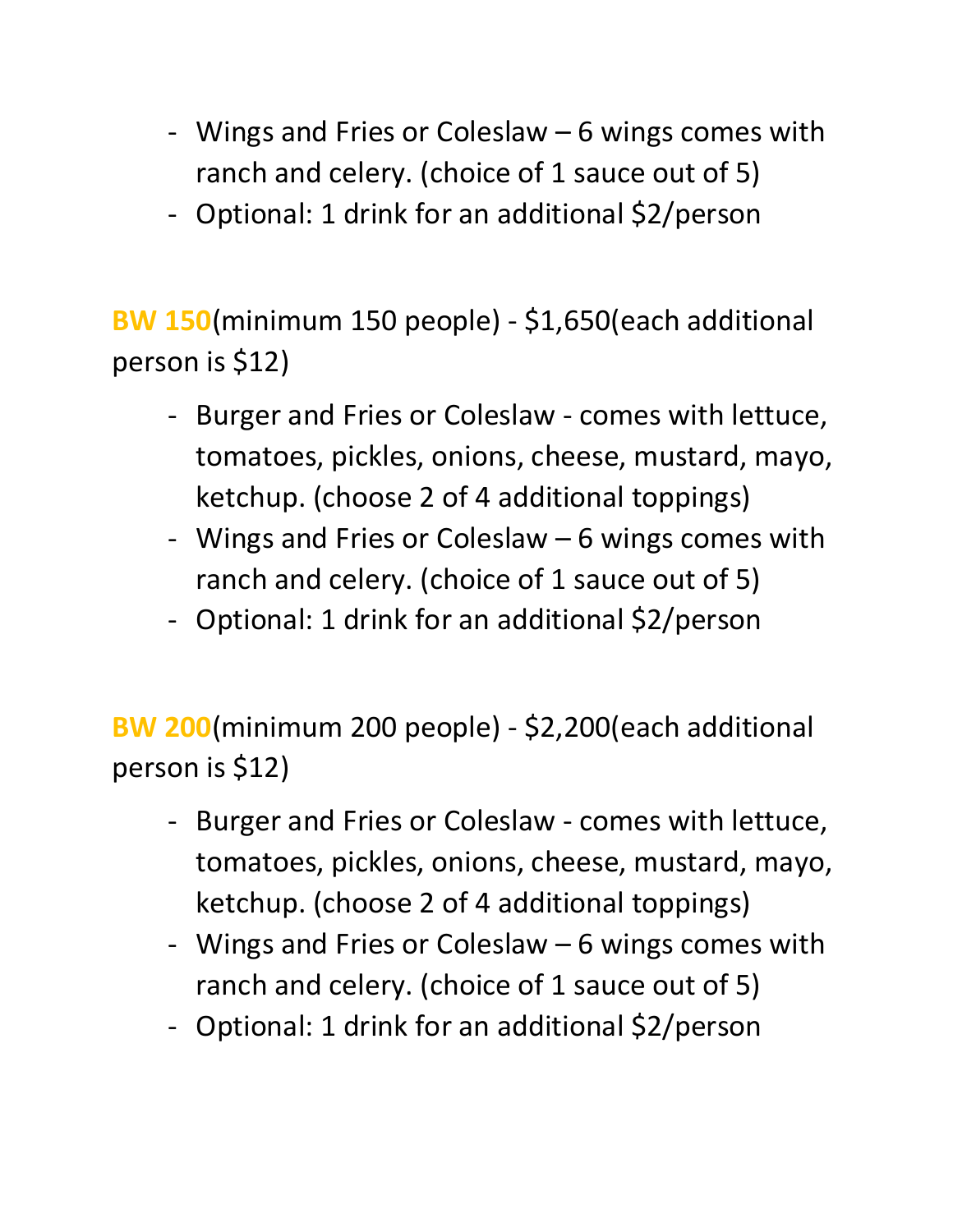- Wings and Fries or Coleslaw – 6 wings comes with ranch and celery. (choice of 1 sauce out of 5)
- Optional: 1 drink for an additional $2/person

**BW 150**(minimum 150 people) - $1,650(each additional person is $12)

- Burger and Fries or Coleslaw - comes with lettuce, tomatoes, pickles, onions, cheese, mustard, mayo, ketchup. (choose 2 of 4 additional toppings)
- Wings and Fries or Coleslaw – 6 wings comes with ranch and celery. (choice of 1 sauce out of 5)
- Optional: 1 drink for an additional $2/person

**BW 200**(minimum 200 people) - $2,200(each additional person is $12)

- Burger and Fries or Coleslaw - comes with lettuce, tomatoes, pickles, onions, cheese, mustard, mayo, ketchup. (choose 2 of 4 additional toppings)
- Wings and Fries or Coleslaw – 6 wings comes with ranch and celery. (choice of 1 sauce out of 5)
- Optional: 1 drink for an additional $2/person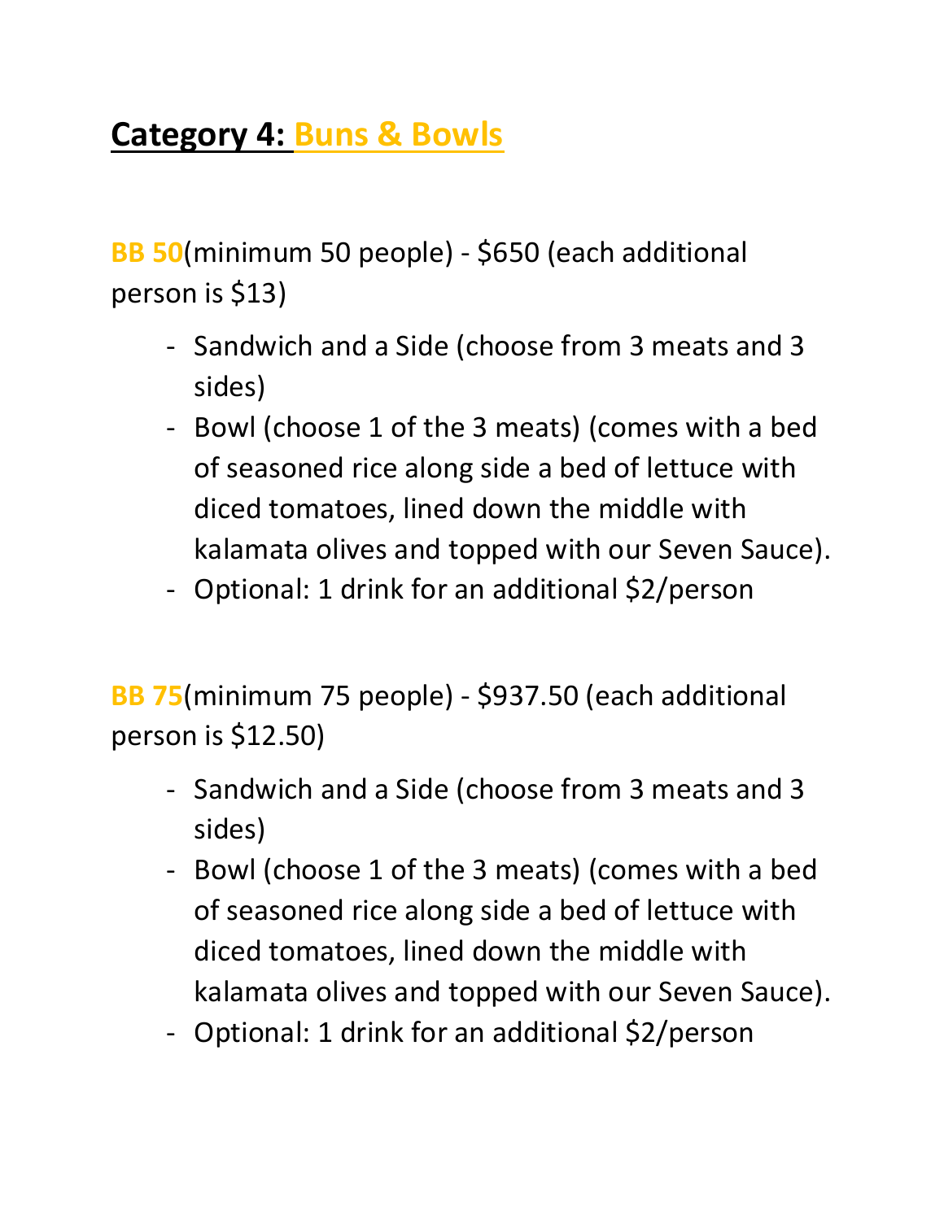## Category 4: Buns & Bowls

**BB 50**(minimum 50 people) - $650 (each additional person is $13)

- Sandwich and a Side (choose from 3 meats and 3 sides)
- Bowl (choose 1 of the 3 meats) (comes with a bed of seasoned rice along side a bed of lettuce with diced tomatoes, lined down the middle with kalamata olives and topped with our Seven Sauce).
- Optional: 1 drink for an additional $2/person

**BB 75**(minimum 75 people) - $937.50 (each additional person is $12.50)

- Sandwich and a Side (choose from 3 meats and 3 sides)
- Bowl (choose 1 of the 3 meats) (comes with a bed of seasoned rice along side a bed of lettuce with diced tomatoes, lined down the middle with kalamata olives and topped with our Seven Sauce).
- Optional: 1 drink for an additional $2/person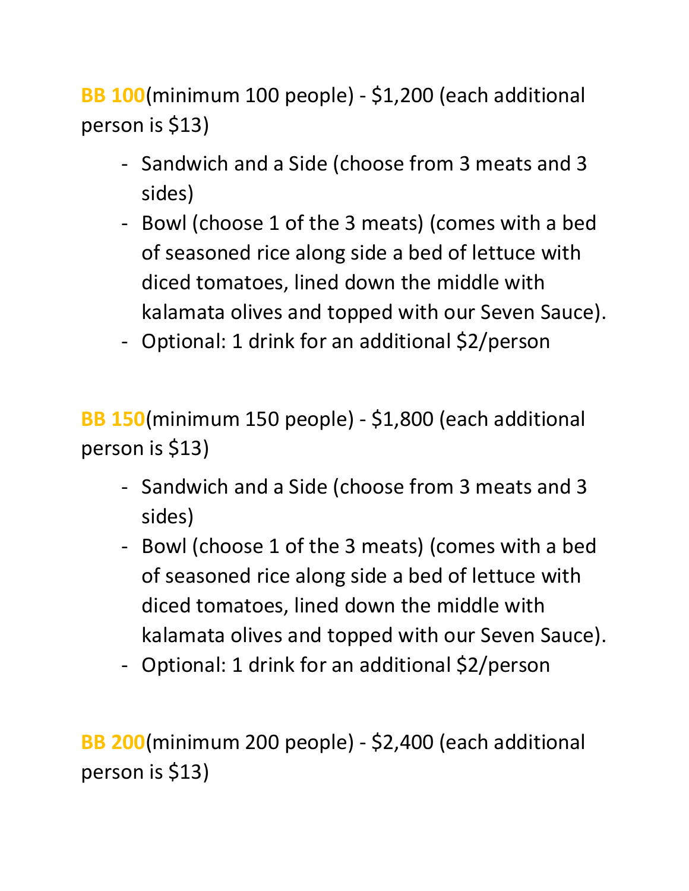**BB 100**(minimum 100 people) - $1,200 (each additional person is $13)

- Sandwich and a Side (choose from 3 meats and 3 sides)
- Bowl (choose 1 of the 3 meats) (comes with a bed of seasoned rice along side a bed of lettuce with diced tomatoes, lined down the middle with kalamata olives and topped with our Seven Sauce).
- Optional: 1 drink for an additional $2/person

**BB 150**(minimum 150 people) - $1,800 (each additional person is $13)

- Sandwich and a Side (choose from 3 meats and 3 sides)
- Bowl (choose 1 of the 3 meats) (comes with a bed of seasoned rice along side a bed of lettuce with diced tomatoes, lined down the middle with kalamata olives and topped with our Seven Sauce).
- Optional: 1 drink for an additional $2/person

**BB 200**(minimum 200 people) - $2,400 (each additional person is $13)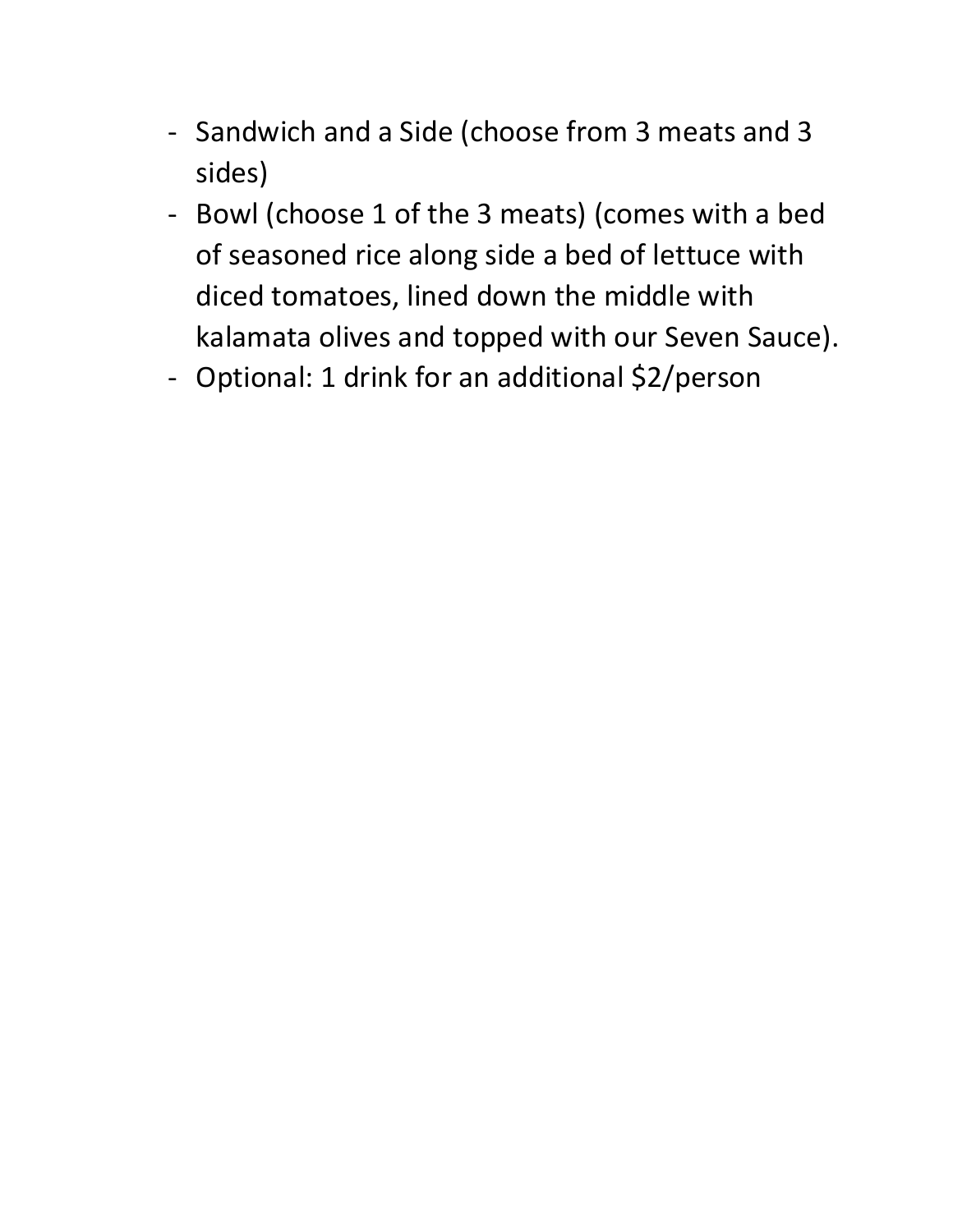- Sandwich and a Side (choose from 3 meats and 3 sides)
- Bowl (choose 1 of the 3 meats) (comes with a bed of seasoned rice along side a bed of lettuce with diced tomatoes, lined down the middle with kalamata olives and topped with our Seven Sauce).
- Optional: 1 drink for an additional $2/person